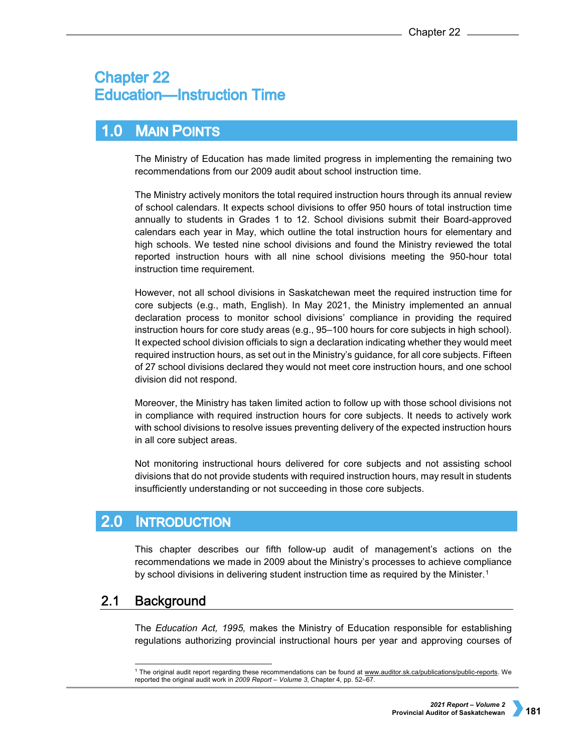# Chapter 22
# Education—Instruction Time

## 1.0 Main Points

The Ministry of Education has made limited progress in implementing the remaining two recommendations from our 2009 audit about school instruction time.

The Ministry actively monitors the total required instruction hours through its annual review of school calendars. It expects school divisions to offer 950 hours of total instruction time annually to students in Grades 1 to 12. School divisions submit their Board-approved calendars each year in May, which outline the total instruction hours for elementary and high schools. We tested nine school divisions and found the Ministry reviewed the total reported instruction hours with all nine school divisions meeting the 950-hour total instruction time requirement.

However, not all school divisions in Saskatchewan meet the required instruction time for core subjects (e.g., math, English). In May 2021, the Ministry implemented an annual declaration process to monitor school divisions' compliance in providing the required instruction hours for core study areas (e.g., 95–100 hours for core subjects in high school). It expected school division officials to sign a declaration indicating whether they would meet required instruction hours, as set out in the Ministry's guidance, for all core subjects. Fifteen of 27 school divisions declared they would not meet core instruction hours, and one school division did not respond.

Moreover, the Ministry has taken limited action to follow up with those school divisions not in compliance with required instruction hours for core subjects. It needs to actively work with school divisions to resolve issues preventing delivery of the expected instruction hours in all core subject areas.

Not monitoring instructional hours delivered for core subjects and not assisting school divisions that do not provide students with required instruction hours, may result in students insufficiently understanding or not succeeding in those core subjects.

## 2.0 Introduction

This chapter describes our fifth follow-up audit of management's actions on the recommendations we made in 2009 about the Ministry's processes to achieve compliance by school divisions in delivering student instruction time as required by the Minister.[1]

### 2.1 Background

The *Education Act, 1995,* makes the Ministry of Education responsible for establishing regulations authorizing provincial instructional hours per year and approving courses of

[1] The original audit report regarding these recommendations can be found at www.auditor.sk.ca/publications/public-reports. We reported the original audit work in *2009 Report – Volume 3*, Chapter 4, pp. 52–67.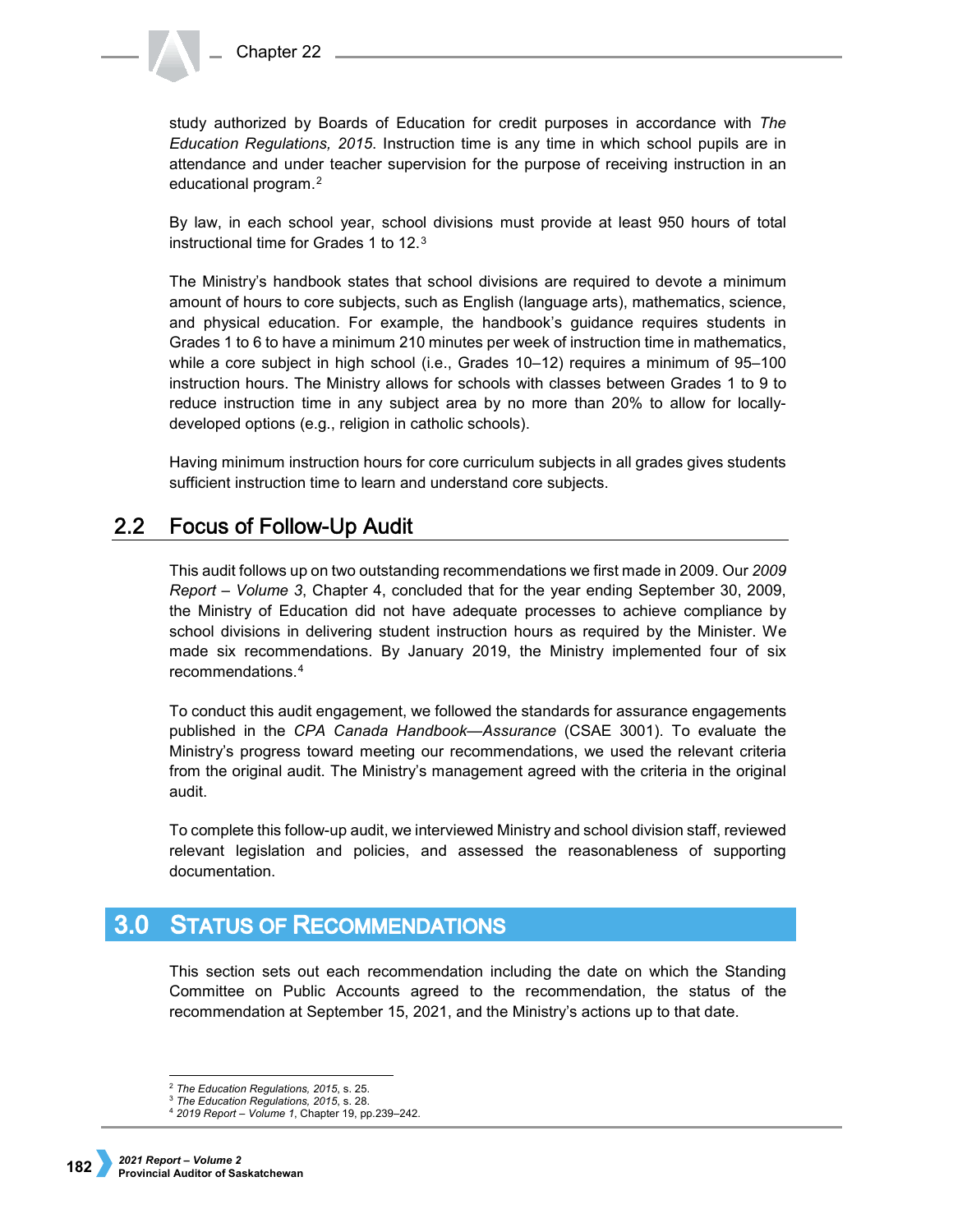study authorized by Boards of Education for credit purposes in accordance with *The Education Regulations, 2015*. Instruction time is any time in which school pupils are in attendance and under teacher supervision for the purpose of receiving instruction in an educational program.[2]

By law, in each school year, school divisions must provide at least 950 hours of total instructional time for Grades 1 to 12.[3]

The Ministry's handbook states that school divisions are required to devote a minimum amount of hours to core subjects, such as English (language arts), mathematics, science, and physical education. For example, the handbook's guidance requires students in Grades 1 to 6 to have a minimum 210 minutes per week of instruction time in mathematics, while a core subject in high school (i.e., Grades 10–12) requires a minimum of 95–100 instruction hours. The Ministry allows for schools with classes between Grades 1 to 9 to reduce instruction time in any subject area by no more than 20% to allow for locally-developed options (e.g., religion in catholic schools).

Having minimum instruction hours for core curriculum subjects in all grades gives students sufficient instruction time to learn and understand core subjects.

## 2.2 Focus of Follow-Up Audit

This audit follows up on two outstanding recommendations we first made in 2009. Our *2009 Report – Volume 3*, Chapter 4, concluded that for the year ending September 30, 2009, the Ministry of Education did not have adequate processes to achieve compliance by school divisions in delivering student instruction hours as required by the Minister. We made six recommendations. By January 2019, the Ministry implemented four of six recommendations.[4]

To conduct this audit engagement, we followed the standards for assurance engagements published in the *CPA Canada Handbook—Assurance* (CSAE 3001). To evaluate the Ministry's progress toward meeting our recommendations, we used the relevant criteria from the original audit. The Ministry's management agreed with the criteria in the original audit.

To complete this follow-up audit, we interviewed Ministry and school division staff, reviewed relevant legislation and policies, and assessed the reasonableness of supporting documentation.

# 3.0 Status of Recommendations

This section sets out each recommendation including the date on which the Standing Committee on Public Accounts agreed to the recommendation, the status of the recommendation at September 15, 2021, and the Ministry's actions up to that date.

[2] *The Education Regulations, 2015*, s. 25.
[3] *The Education Regulations, 2015*, s. 28.
[4] *2019 Report – Volume 1*, Chapter 19, pp.239–242.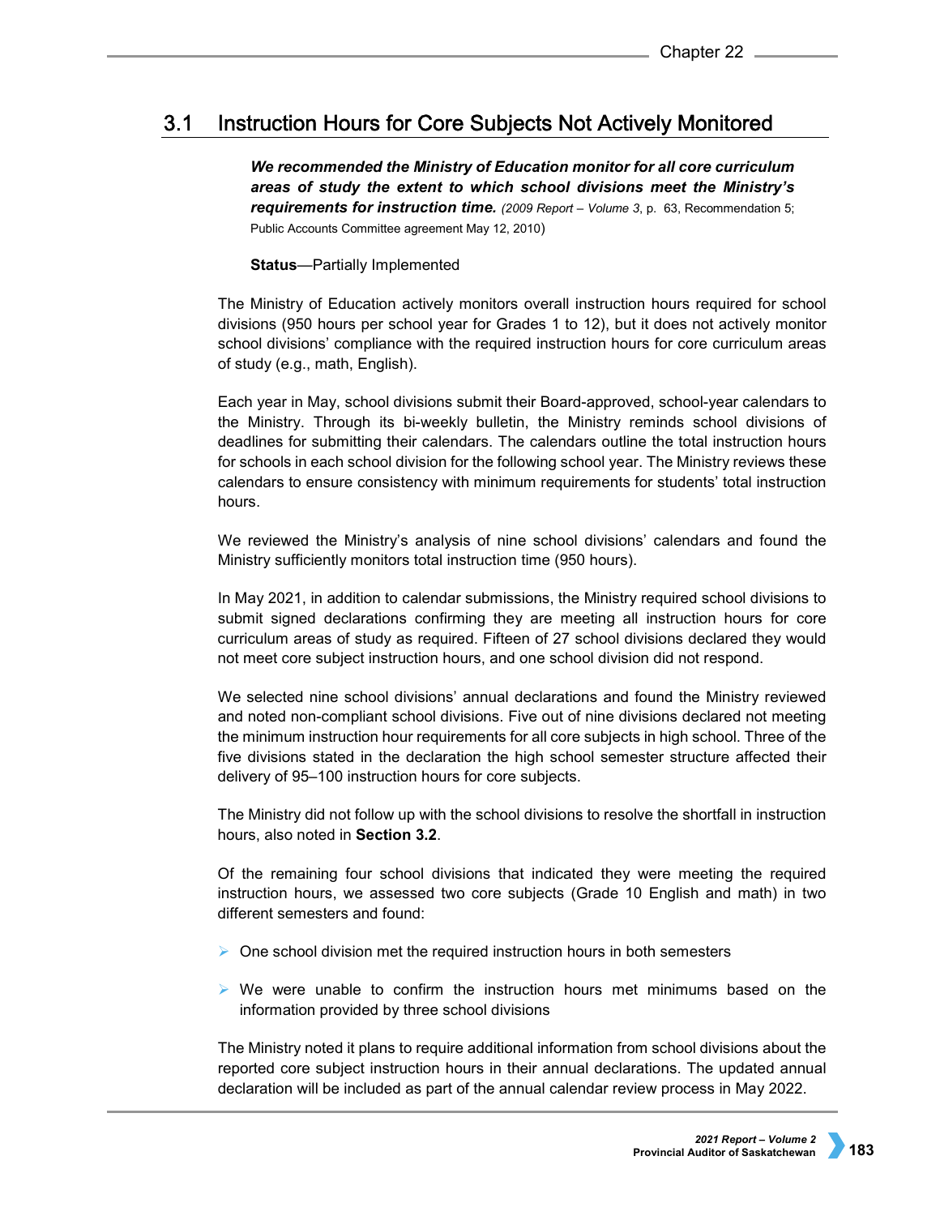## 3.1 Instruction Hours for Core Subjects Not Actively Monitored

***We recommended the Ministry of Education monitor for all core curriculum areas of study the extent to which school divisions meet the Ministry's requirements for instruction time.*** *(2009 Report – Volume 3*, p. 63, Recommendation 5; Public Accounts Committee agreement May 12, 2010)

**Status**—Partially Implemented

The Ministry of Education actively monitors overall instruction hours required for school divisions (950 hours per school year for Grades 1 to 12), but it does not actively monitor school divisions' compliance with the required instruction hours for core curriculum areas of study (e.g., math, English).

Each year in May, school divisions submit their Board-approved, school-year calendars to the Ministry. Through its bi-weekly bulletin, the Ministry reminds school divisions of deadlines for submitting their calendars. The calendars outline the total instruction hours for schools in each school division for the following school year. The Ministry reviews these calendars to ensure consistency with minimum requirements for students' total instruction hours.

We reviewed the Ministry's analysis of nine school divisions' calendars and found the Ministry sufficiently monitors total instruction time (950 hours).

In May 2021, in addition to calendar submissions, the Ministry required school divisions to submit signed declarations confirming they are meeting all instruction hours for core curriculum areas of study as required. Fifteen of 27 school divisions declared they would not meet core subject instruction hours, and one school division did not respond.

We selected nine school divisions' annual declarations and found the Ministry reviewed and noted non-compliant school divisions. Five out of nine divisions declared not meeting the minimum instruction hour requirements for all core subjects in high school. Three of the five divisions stated in the declaration the high school semester structure affected their delivery of 95–100 instruction hours for core subjects.

The Ministry did not follow up with the school divisions to resolve the shortfall in instruction hours, also noted in **Section 3.2**.

Of the remaining four school divisions that indicated they were meeting the required instruction hours, we assessed two core subjects (Grade 10 English and math) in two different semesters and found:

- One school division met the required instruction hours in both semesters
- We were unable to confirm the instruction hours met minimums based on the information provided by three school divisions

The Ministry noted it plans to require additional information from school divisions about the reported core subject instruction hours in their annual declarations. The updated annual declaration will be included as part of the annual calendar review process in May 2022.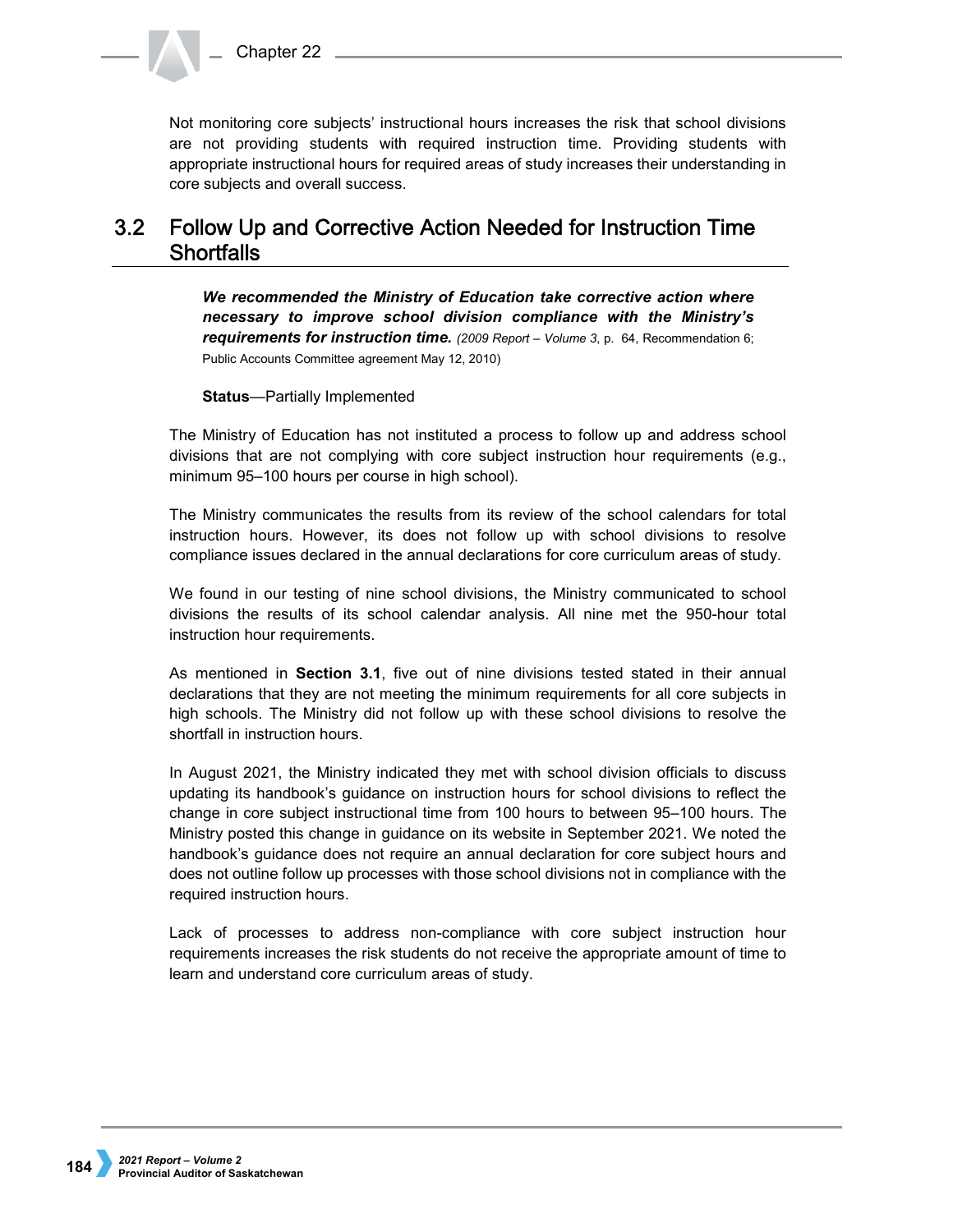Not monitoring core subjects' instructional hours increases the risk that school divisions are not providing students with required instruction time. Providing students with appropriate instructional hours for required areas of study increases their understanding in core subjects and overall success.

## 3.2 Follow Up and Corrective Action Needed for Instruction Time Shortfalls

***We recommended the Ministry of Education take corrective action where necessary to improve school division compliance with the Ministry's requirements for instruction time.*** *(2009 Report – Volume 3*, p. 64, Recommendation 6; Public Accounts Committee agreement May 12, 2010)

**Status**—Partially Implemented

The Ministry of Education has not instituted a process to follow up and address school divisions that are not complying with core subject instruction hour requirements (e.g., minimum 95–100 hours per course in high school).

The Ministry communicates the results from its review of the school calendars for total instruction hours. However, its does not follow up with school divisions to resolve compliance issues declared in the annual declarations for core curriculum areas of study.

We found in our testing of nine school divisions, the Ministry communicated to school divisions the results of its school calendar analysis. All nine met the 950-hour total instruction hour requirements.

As mentioned in **Section 3.1**, five out of nine divisions tested stated in their annual declarations that they are not meeting the minimum requirements for all core subjects in high schools. The Ministry did not follow up with these school divisions to resolve the shortfall in instruction hours.

In August 2021, the Ministry indicated they met with school division officials to discuss updating its handbook's guidance on instruction hours for school divisions to reflect the change in core subject instructional time from 100 hours to between 95–100 hours. The Ministry posted this change in guidance on its website in September 2021. We noted the handbook's guidance does not require an annual declaration for core subject hours and does not outline follow up processes with those school divisions not in compliance with the required instruction hours.

Lack of processes to address non-compliance with core subject instruction hour requirements increases the risk students do not receive the appropriate amount of time to learn and understand core curriculum areas of study.